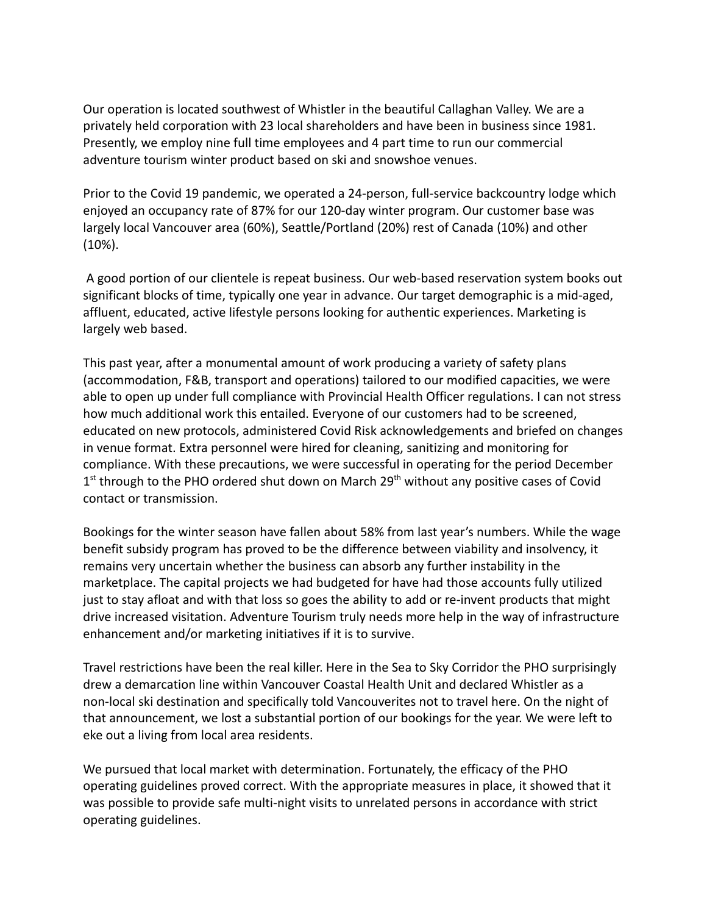Our operation is located southwest of Whistler in the beautiful Callaghan Valley. We are a privately held corporation with 23 local shareholders and have been in business since 1981. Presently, we employ nine full time employees and 4 part time to run our commercial adventure tourism winter product based on ski and snowshoe venues.

Prior to the Covid 19 pandemic, we operated a 24-person, full-service backcountry lodge which enjoyed an occupancy rate of 87% for our 120-day winter program. Our customer base was largely local Vancouver area (60%), Seattle/Portland (20%) rest of Canada (10%) and other (10%).

A good portion of our clientele is repeat business. Our web-based reservation system books out significant blocks of time, typically one year in advance. Our target demographic is a mid-aged, affluent, educated, active lifestyle persons looking for authentic experiences. Marketing is largely web based.

This past year, after a monumental amount of work producing a variety of safety plans (accommodation, F&B, transport and operations) tailored to our modified capacities, we were able to open up under full compliance with Provincial Health Officer regulations. I can not stress how much additional work this entailed. Everyone of our customers had to be screened, educated on new protocols, administered Covid Risk acknowledgements and briefed on changes in venue format. Extra personnel were hired for cleaning, sanitizing and monitoring for compliance. With these precautions, we were successful in operating for the period December 1st through to the PHO ordered shut down on March 29th without any positive cases of Covid contact or transmission.

Bookings for the winter season have fallen about 58% from last year's numbers. While the wage benefit subsidy program has proved to be the difference between viability and insolvency, it remains very uncertain whether the business can absorb any further instability in the marketplace. The capital projects we had budgeted for have had those accounts fully utilized just to stay afloat and with that loss so goes the ability to add or re-invent products that might drive increased visitation. Adventure Tourism truly needs more help in the way of infrastructure enhancement and/or marketing initiatives if it is to survive.

Travel restrictions have been the real killer. Here in the Sea to Sky Corridor the PHO surprisingly drew a demarcation line within Vancouver Coastal Health Unit and declared Whistler as a non-local ski destination and specifically told Vancouverites not to travel here. On the night of that announcement, we lost a substantial portion of our bookings for the year. We were left to eke out a living from local area residents.

We pursued that local market with determination. Fortunately, the efficacy of the PHO operating guidelines proved correct. With the appropriate measures in place, it showed that it was possible to provide safe multi-night visits to unrelated persons in accordance with strict operating guidelines.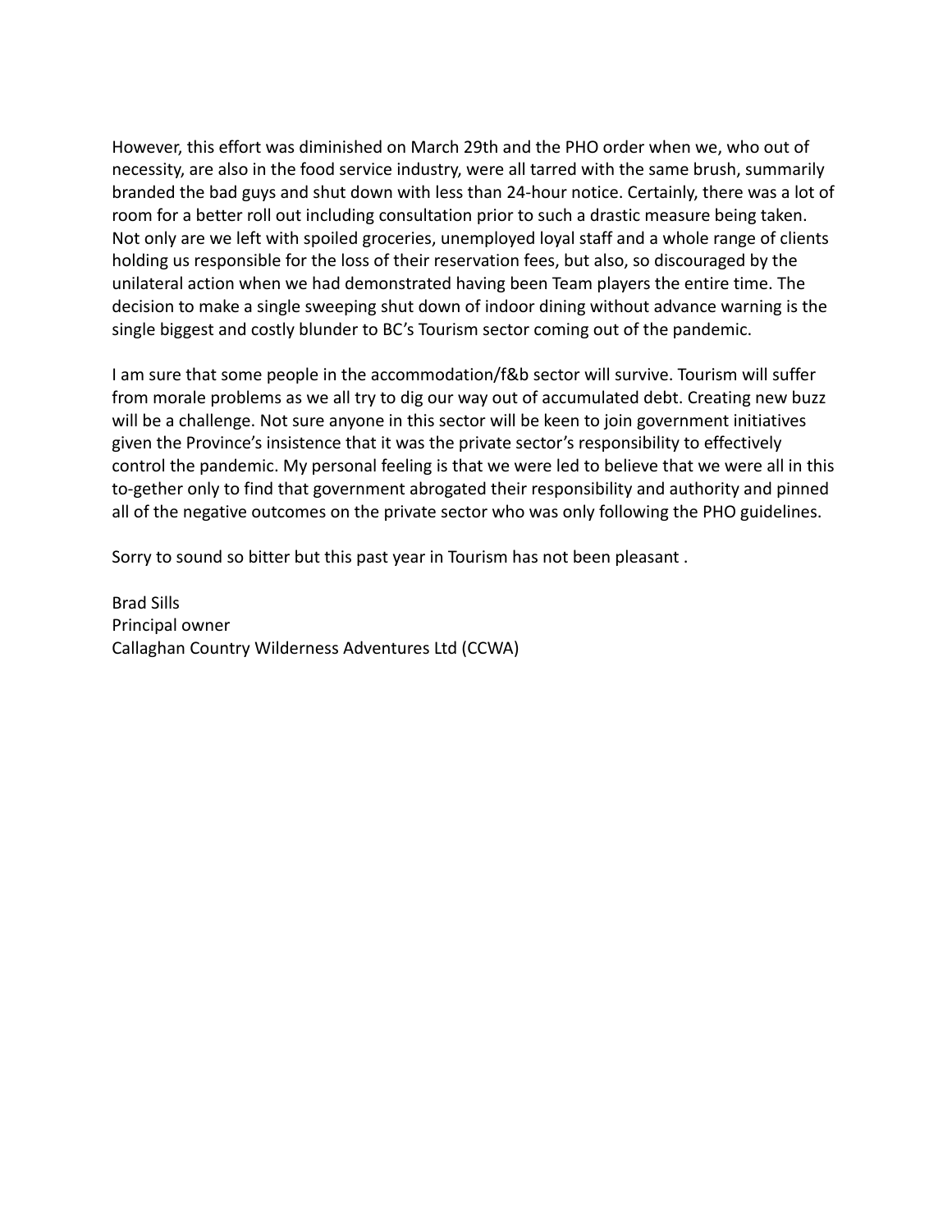However, this effort was diminished on March 29th and the PHO order when we, who out of necessity, are also in the food service industry, were all tarred with the same brush, summarily branded the bad guys and shut down with less than 24-hour notice. Certainly, there was a lot of room for a better roll out including consultation prior to such a drastic measure being taken. Not only are we left with spoiled groceries, unemployed loyal staff and a whole range of clients holding us responsible for the loss of their reservation fees, but also, so discouraged by the unilateral action when we had demonstrated having been Team players the entire time. The decision to make a single sweeping shut down of indoor dining without advance warning is the single biggest and costly blunder to BC's Tourism sector coming out of the pandemic.

I am sure that some people in the accommodation/f&b sector will survive. Tourism will suffer from morale problems as we all try to dig our way out of accumulated debt. Creating new buzz will be a challenge. Not sure anyone in this sector will be keen to join government initiatives given the Province's insistence that it was the private sector's responsibility to effectively control the pandemic. My personal feeling is that we were led to believe that we were all in this to-gether only to find that government abrogated their responsibility and authority and pinned all of the negative outcomes on the private sector who was only following the PHO guidelines.

Sorry to sound so bitter but this past year in Tourism has not been pleasant .

Brad Sills  
Principal owner  
Callaghan Country Wilderness Adventures Ltd (CCWA)